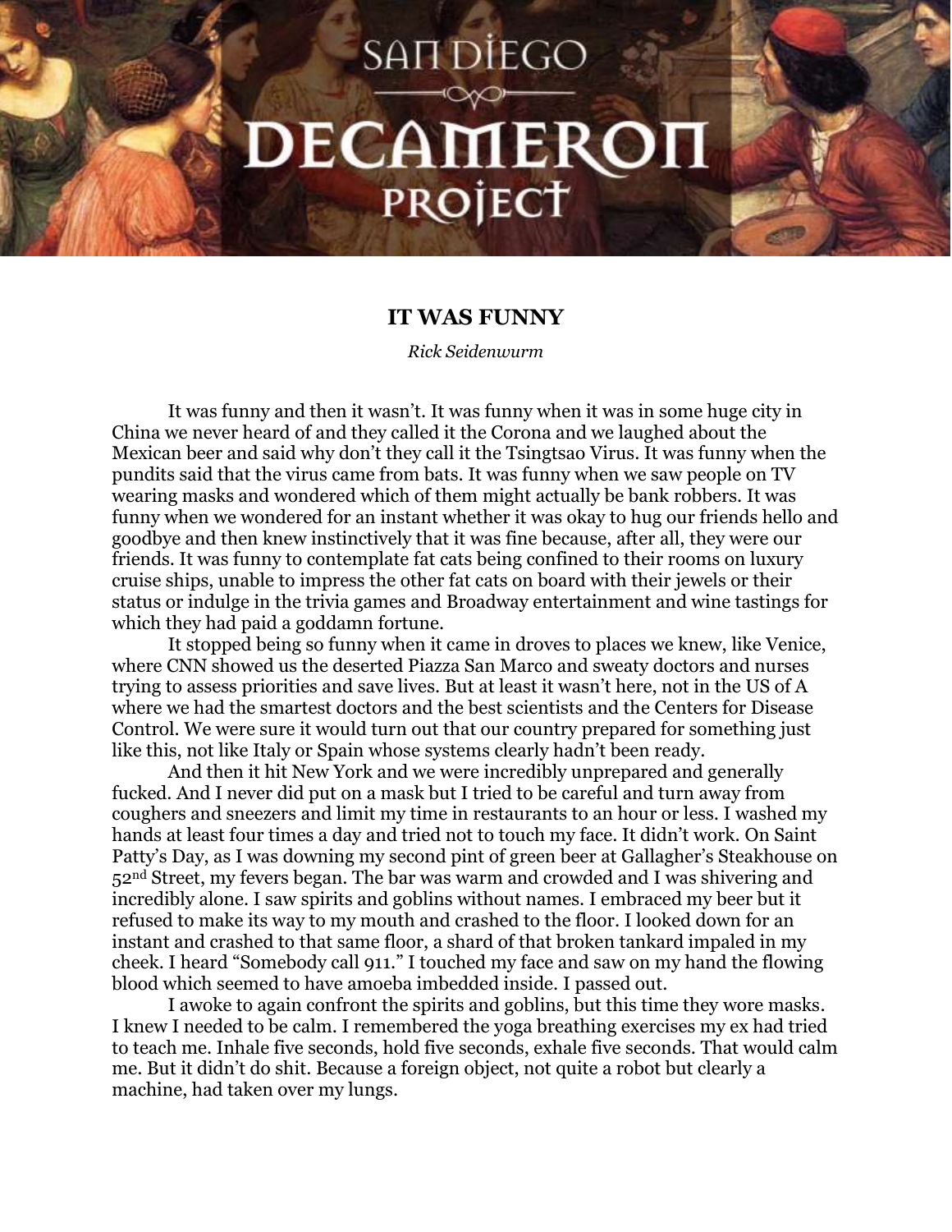# SAN DIEGO DECAMERON PROJECT

## IT WAS FUNNY

*Rick Seidenwurm*

It was funny and then it wasn't. It was funny when it was in some huge city in China we never heard of and they called it the Corona and we laughed about the Mexican beer and said why don't they call it the Tsingtsao Virus. It was funny when the pundits said that the virus came from bats. It was funny when we saw people on TV wearing masks and wondered which of them might actually be bank robbers. It was funny when we wondered for an instant whether it was okay to hug our friends hello and goodbye and then knew instinctively that it was fine because, after all, they were our friends. It was funny to contemplate fat cats being confined to their rooms on luxury cruise ships, unable to impress the other fat cats on board with their jewels or their status or indulge in the trivia games and Broadway entertainment and wine tastings for which they had paid a goddamn fortune.

It stopped being so funny when it came in droves to places we knew, like Venice, where CNN showed us the deserted Piazza San Marco and sweaty doctors and nurses trying to assess priorities and save lives. But at least it wasn't here, not in the US of A where we had the smartest doctors and the best scientists and the Centers for Disease Control. We were sure it would turn out that our country prepared for something just like this, not like Italy or Spain whose systems clearly hadn't been ready.

And then it hit New York and we were incredibly unprepared and generally fucked. And I never did put on a mask but I tried to be careful and turn away from coughers and sneezers and limit my time in restaurants to an hour or less. I washed my hands at least four times a day and tried not to touch my face. It didn't work. On Saint Patty's Day, as I was downing my second pint of green beer at Gallagher's Steakhouse on 52nd Street, my fevers began. The bar was warm and crowded and I was shivering and incredibly alone. I saw spirits and goblins without names. I embraced my beer but it refused to make its way to my mouth and crashed to the floor. I looked down for an instant and crashed to that same floor, a shard of that broken tankard impaled in my cheek. I heard "Somebody call 911." I touched my face and saw on my hand the flowing blood which seemed to have amoeba imbedded inside. I passed out.

I awoke to again confront the spirits and goblins, but this time they wore masks. I knew I needed to be calm. I remembered the yoga breathing exercises my ex had tried to teach me. Inhale five seconds, hold five seconds, exhale five seconds. That would calm me. But it didn't do shit. Because a foreign object, not quite a robot but clearly a machine, had taken over my lungs.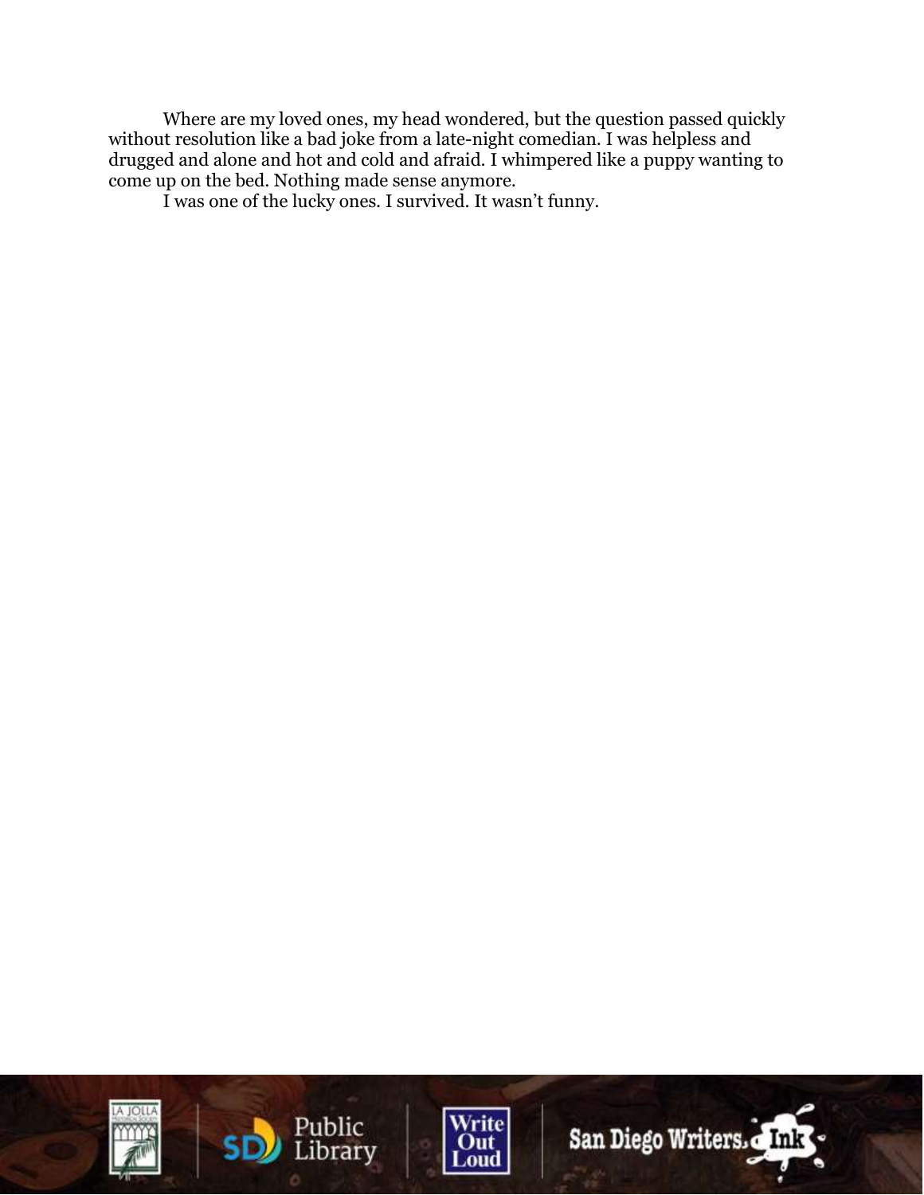Where are my loved ones, my head wondered, but the question passed quickly without resolution like a bad joke from a late-night comedian. I was helpless and drugged and alone and hot and cold and afraid. I whimpered like a puppy wanting to come up on the bed. Nothing made sense anymore.

I was one of the lucky ones. I survived. It wasn't funny.